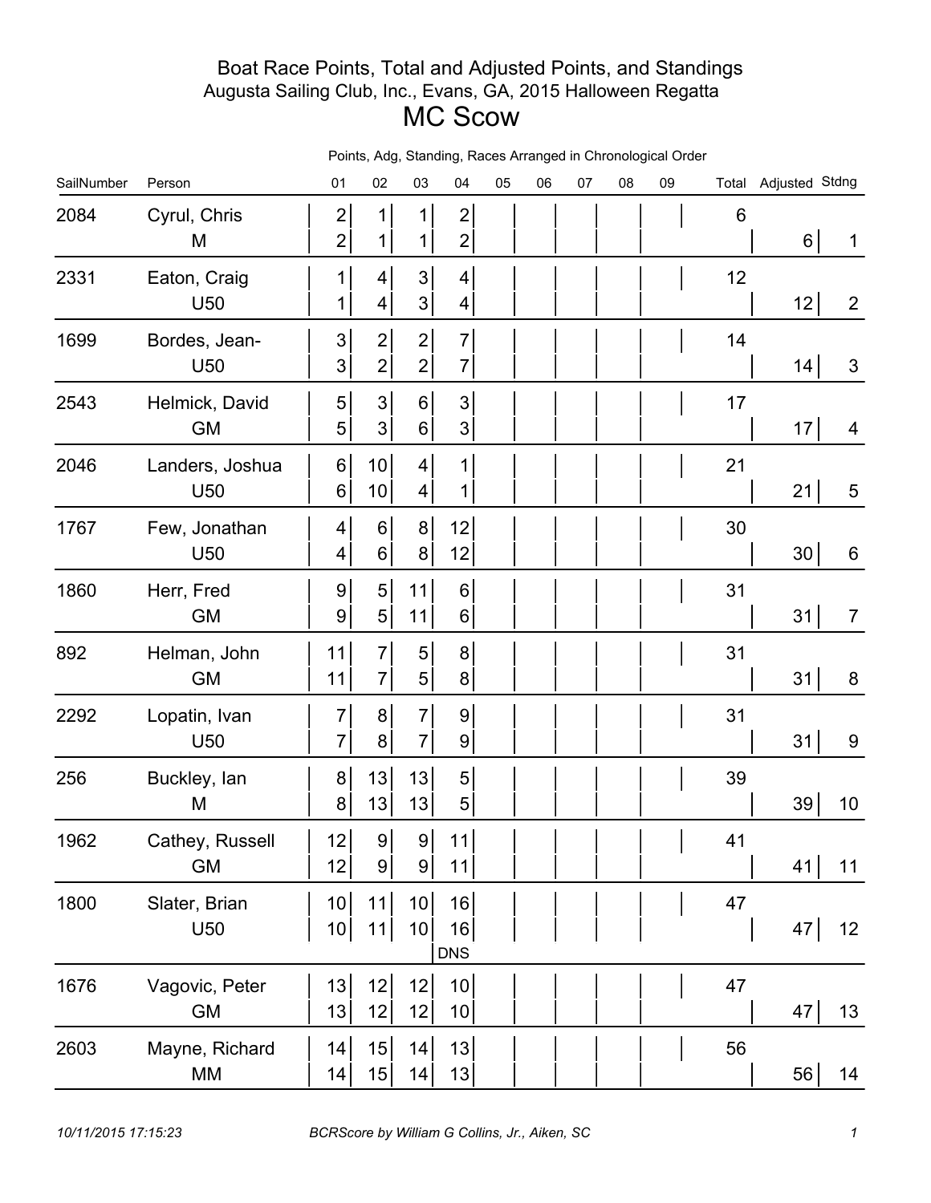# Boat Race Points, Total and Adjusted Points, and Standings

## Augusta Sailing Club, Inc., Evans, GA, 2015 Halloween Regatta

# MC Scow

Points, Adg, Standing, Races Arranged in Chronological Order

| SailNumber | Person | 01 | 02 | 03 | 04 | 05 | 06 | 07 | 08 | 09 | Total | Adjusted | Stdng |
|---|---|---|---|---|---|---|---|---|---|---|---|---|---|
| 2084 | Cyrul, Chris | 2 | 1 | 1 | 2 | | | | | | 6 | | |
| | M | 2 | 1 | 1 | 2 | | | | | | | 6 | 1 |
| 2331 | Eaton, Craig | 1 | 4 | 3 | 4 | | | | | | 12 | | |
| | U50 | 1 | 4 | 3 | 4 | | | | | | | 12 | 2 |
| 1699 | Bordes, Jean- | 3 | 2 | 2 | 7 | | | | | | 14 | | |
| | U50 | 3 | 2 | 2 | 7 | | | | | | | 14 | 3 |
| 2543 | Helmick, David | 5 | 3 | 6 | 3 | | | | | | 17 | | |
| | GM | 5 | 3 | 6 | 3 | | | | | | | 17 | 4 |
| 2046 | Landers, Joshua | 6 | 10 | 4 | 1 | | | | | | 21 | | |
| | U50 | 6 | 10 | 4 | 1 | | | | | | | 21 | 5 |
| 1767 | Few, Jonathan | 4 | 6 | 8 | 12 | | | | | | 30 | | |
| | U50 | 4 | 6 | 8 | 12 | | | | | | | 30 | 6 |
| 1860 | Herr, Fred | 9 | 5 | 11 | 6 | | | | | | 31 | | |
| | GM | 9 | 5 | 11 | 6 | | | | | | | 31 | 7 |
| 892 | Helman, John | 11 | 7 | 5 | 8 | | | | | | 31 | | |
| | GM | 11 | 7 | 5 | 8 | | | | | | | 31 | 8 |
| 2292 | Lopatin, Ivan | 7 | 8 | 7 | 9 | | | | | | 31 | | |
| | U50 | 7 | 8 | 7 | 9 | | | | | | | 31 | 9 |
| 256 | Buckley, Ian | 8 | 13 | 13 | 5 | | | | | | 39 | | |
| | M | 8 | 13 | 13 | 5 | | | | | | | 39 | 10 |
| 1962 | Cathey, Russell | 12 | 9 | 9 | 11 | | | | | | 41 | | |
| | GM | 12 | 9 | 9 | 11 | | | | | | | 41 | 11 |
| 1800 | Slater, Brian | 10 | 11 | 10 | 16 | | | | | | 47 | | |
| | U50 | 10 | 11 | 10 | 16 | | | | | | | 47 | 12 |
| | | | | | DNS | | | | | | | | |
| 1676 | Vagovic, Peter | 13 | 12 | 12 | 10 | | | | | | 47 | | |
| | GM | 13 | 12 | 12 | 10 | | | | | | | 47 | 13 |
| 2603 | Mayne, Richard | 14 | 15 | 14 | 13 | | | | | | 56 | | |
| | MM | 14 | 15 | 14 | 13 | | | | | | | 56 | 14 |

*10/11/2015 17:15:23* *BCRScore by William G Collins, Jr., Aiken, SC*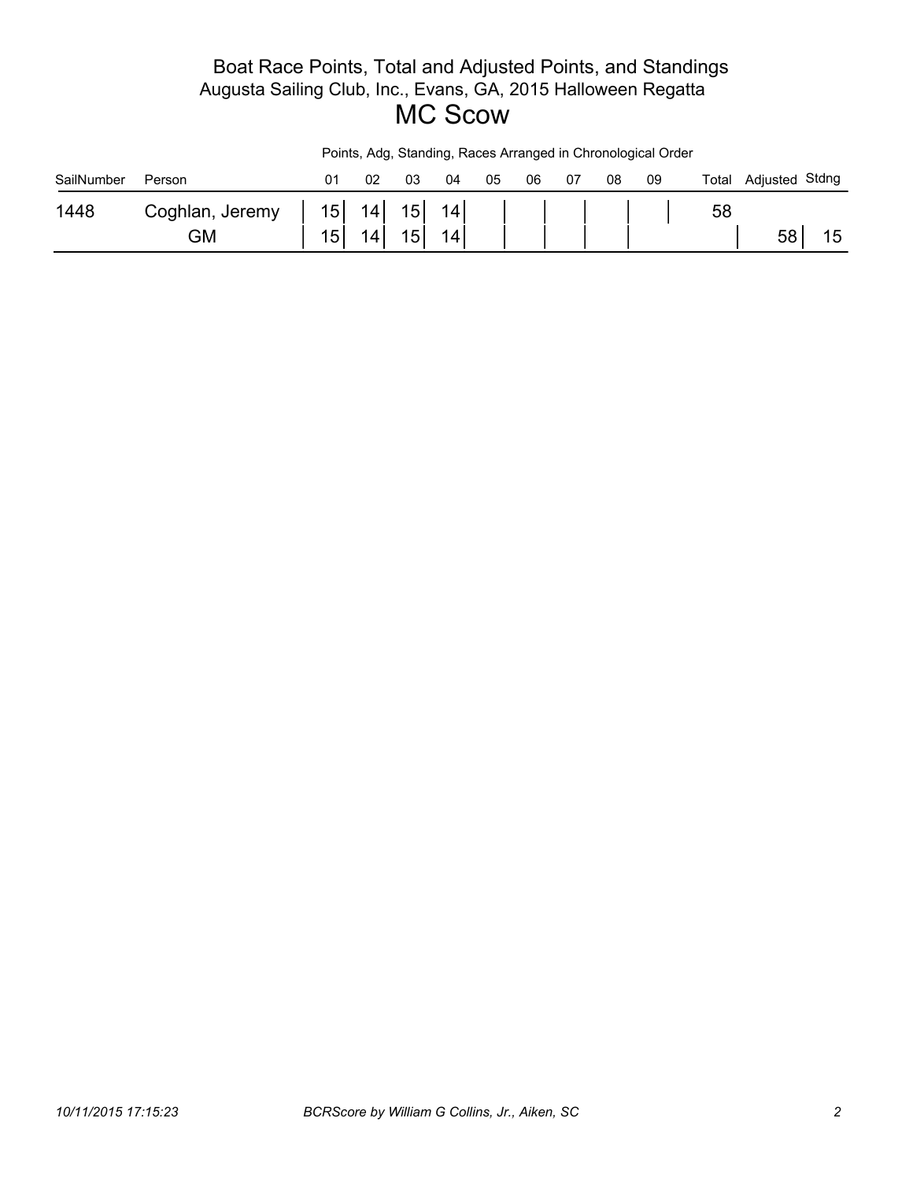# Boat Race Points, Total and Adjusted Points, and Standings

## Augusta Sailing Club, Inc., Evans, GA, 2015 Halloween Regatta

# MC Scow

Points, Adg, Standing, Races Arranged in Chronological Order

| SailNumber | Person | 01 | 02 | 03 | 04 | 05 | 06 | 07 | 08 | 09 | Total | Adjusted | Stdng |
|---|---|---|---|---|---|---|---|---|---|---|---|---|---|
| 1448 | Coghlan, Jeremy | 15 | 14 | 15 | 14 | | | | | | 58 | | |
| | GM | 15 | 14 | 15 | 14 | | | | | | | 58 | 15 |

10/11/2015 17:15:23 BCRScore by William G Collins, Jr., Aiken, SC